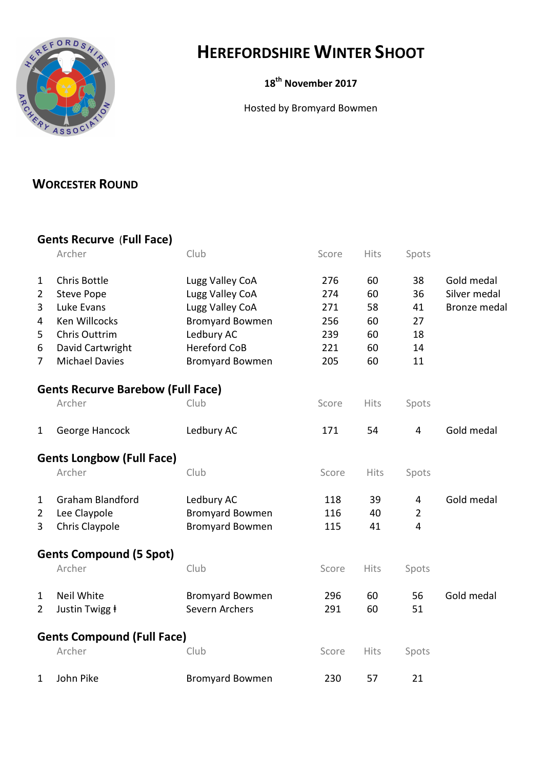# HEREFORDSHIRE WINTER SHOOT

**18th November 2017**

Hosted by Bromyard Bowmen

## WORCESTER ROUND

### Gents Recurve (Full Face)

| | Archer | Club | Score | Hits | Spots | |
|---|---|---|---|---|---|---|
| 1 | Chris Bottle | Lugg Valley CoA | 276 | 60 | 38 | Gold medal |
| 2 | Steve Pope | Lugg Valley CoA | 274 | 60 | 36 | Silver medal |
| 3 | Luke Evans | Lugg Valley CoA | 271 | 58 | 41 | Bronze medal |
| 4 | Ken Willcocks | Bromyard Bowmen | 256 | 60 | 27 | |
| 5 | Chris Outtrim | Ledbury AC | 239 | 60 | 18 | |
| 6 | David Cartwright | Hereford CoB | 221 | 60 | 14 | |
| 7 | Michael Davies | Bromyard Bowmen | 205 | 60 | 11 | |

### Gents Recurve Barebow (Full Face)

| | Archer | Club | Score | Hits | Spots | |
|---|---|---|---|---|---|---|
| 1 | George Hancock | Ledbury AC | 171 | 54 | 4 | Gold medal |

### Gents Longbow (Full Face)

| | Archer | Club | Score | Hits | Spots | |
|---|---|---|---|---|---|---|
| 1 | Graham Blandford | Ledbury AC | 118 | 39 | 4 | Gold medal |
| 2 | Lee Claypole | Bromyard Bowmen | 116 | 40 | 2 | |
| 3 | Chris Claypole | Bromyard Bowmen | 115 | 41 | 4 | |

### Gents Compound (5 Spot)

| | Archer | Club | Score | Hits | Spots | |
|---|---|---|---|---|---|---|
| 1 | Neil White | Bromyard Bowmen | 296 | 60 | 56 | Gold medal |
| 2 | Justin Twigg ǂ | Severn Archers | 291 | 60 | 51 | |

### Gents Compound (Full Face)

| | Archer | Club | Score | Hits | Spots |
|---|---|---|---|---|---|
| 1 | John Pike | Bromyard Bowmen | 230 | 57 | 21 |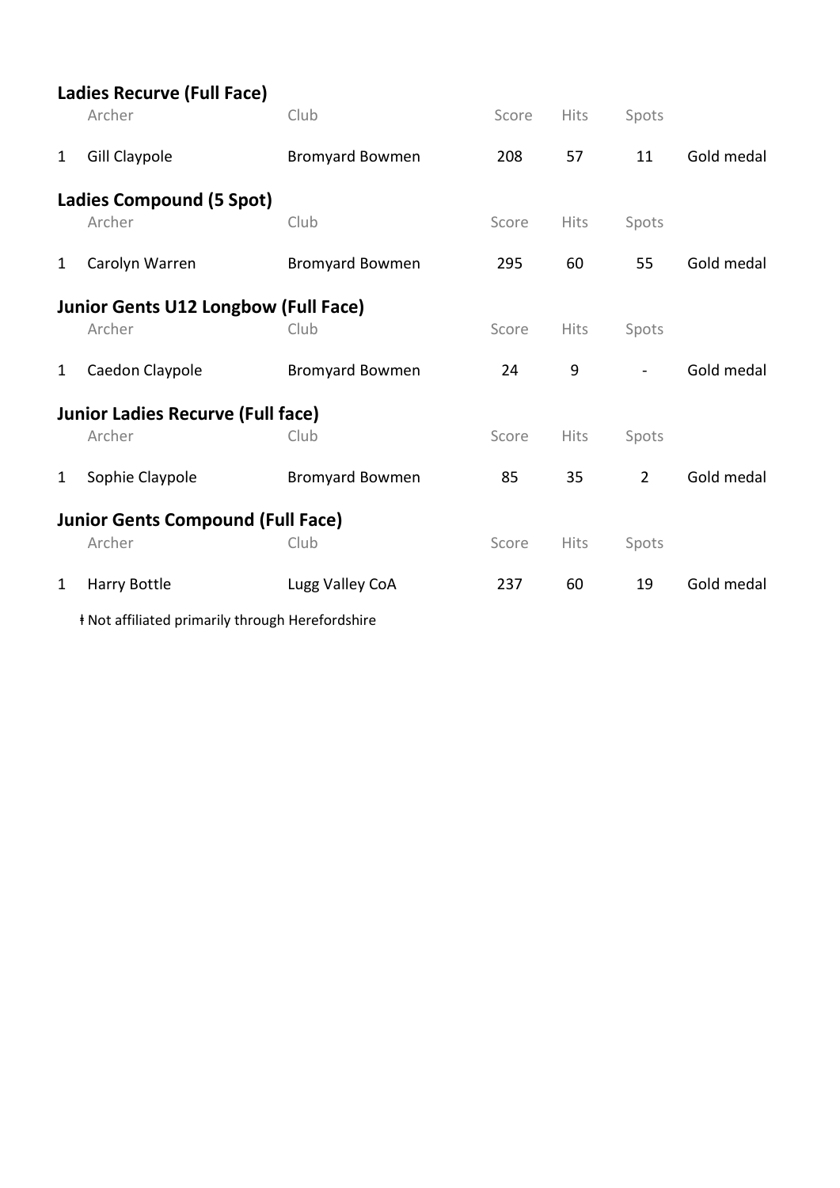### Ladies Recurve (Full Face)

| | Archer | Club | Score | Hits | Spots | |
|---|---|---|---|---|---|---|
| 1 | Gill Claypole | Bromyard Bowmen | 208 | 57 | 11 | Gold medal |

### Ladies Compound (5 Spot)

| | Archer | Club | Score | Hits | Spots | |
|---|---|---|---|---|---|---|
| 1 | Carolyn Warren | Bromyard Bowmen | 295 | 60 | 55 | Gold medal |

### Junior Gents U12 Longbow (Full Face)

| | Archer | Club | Score | Hits | Spots | |
|---|---|---|---|---|---|---|
| 1 | Caedon Claypole | Bromyard Bowmen | 24 | 9 | - | Gold medal |

### Junior Ladies Recurve (Full face)

| | Archer | Club | Score | Hits | Spots | |
|---|---|---|---|---|---|---|
| 1 | Sophie Claypole | Bromyard Bowmen | 85 | 35 | 2 | Gold medal |

### Junior Gents Compound (Full Face)

| | Archer | Club | Score | Hits | Spots | |
|---|---|---|---|---|---|---|
| 1 | Harry Bottle | Lugg Valley CoA | 237 | 60 | 19 | Gold medal |

ɨ Not affiliated primarily through Herefordshire